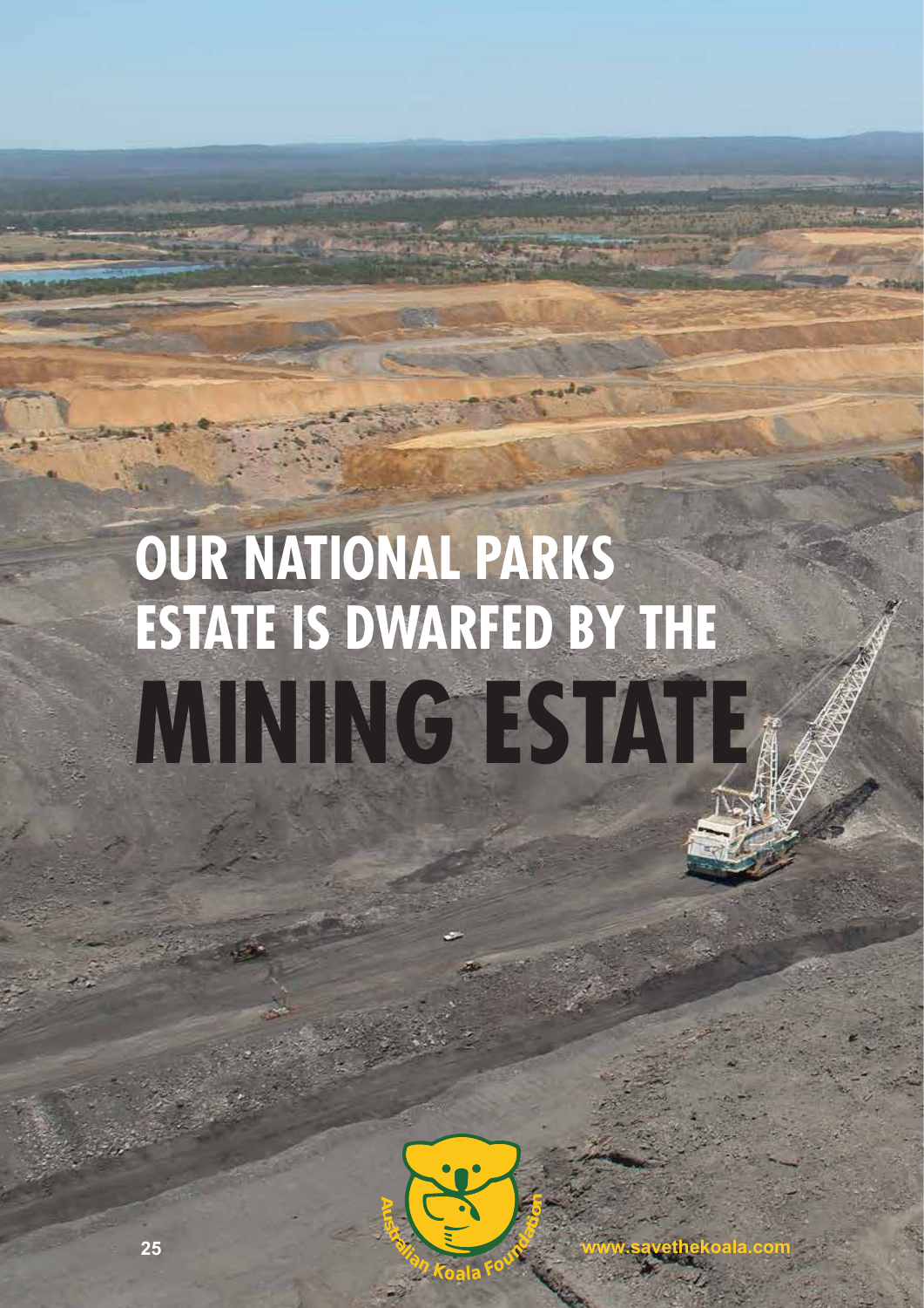# OUR NATIONAL PARKS ESTATE IS DWARFED BY THE MINING ESTATE

Australian Koala Foundation

www.savethekoala.com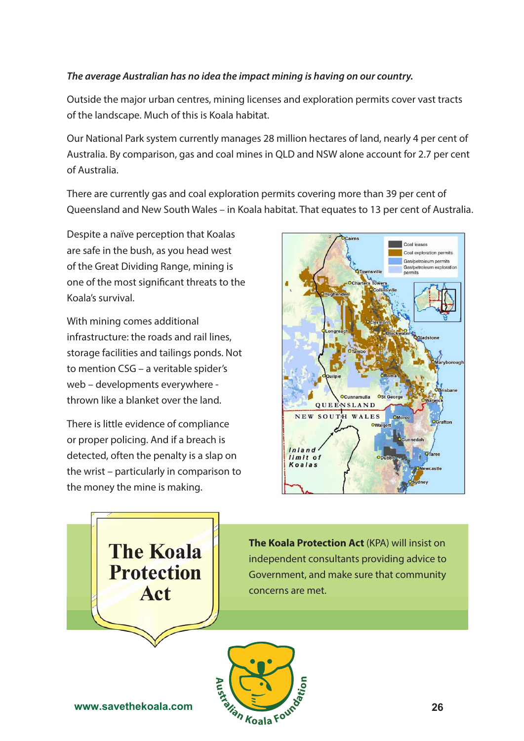***The average Australian has no idea the impact mining is having on our country.***

Outside the major urban centres, mining licenses and exploration permits cover vast tracts of the landscape. Much of this is Koala habitat.

Our National Park system currently manages 28 million hectares of land, nearly 4 per cent of Australia. By comparison, gas and coal mines in QLD and NSW alone account for 2.7 per cent of Australia.

There are currently gas and coal exploration permits covering more than 39 per cent of Queensland and New South Wales – in Koala habitat. That equates to 13 per cent of Australia.

Despite a naïve perception that Koalas are safe in the bush, as you head west of the Great Dividing Range, mining is one of the most significant threats to the Koala's survival.

With mining comes additional infrastructure: the roads and rail lines, storage facilities and tailings ponds. Not to mention CSG – a veritable spider's web – developments everywhere - thrown like a blanket over the land.

There is little evidence of compliance or proper policing. And if a breach is detected, often the penalty is a slap on the wrist – particularly in comparison to the money the mine is making.

Coal leases
Coal exploration permits
Gas/petroleum permits
Gas/petroleum exploration permits

Cairns
Townsville
Charters Towers
Collinsville
Hughenden
Clermont
Longreach
Blackwater
Gladstone
Tambo
Maryborough
Quilpie
Roma
Brisbane
Cunnamulla
St George
Warwick
QUEENSLAND
NEW SOUTH WALES
Moree
Grafton
Walgett
Gunnedah
Inland limit of Koalas
Taree
Dubbo
Newcastle
Sydney

## The Koala Protection Act

**The Koala Protection Act** (KPA) will insist on independent consultants providing advice to Government, and make sure that community concerns are met.

Australian Koala Foundation

www.savethekoala.com